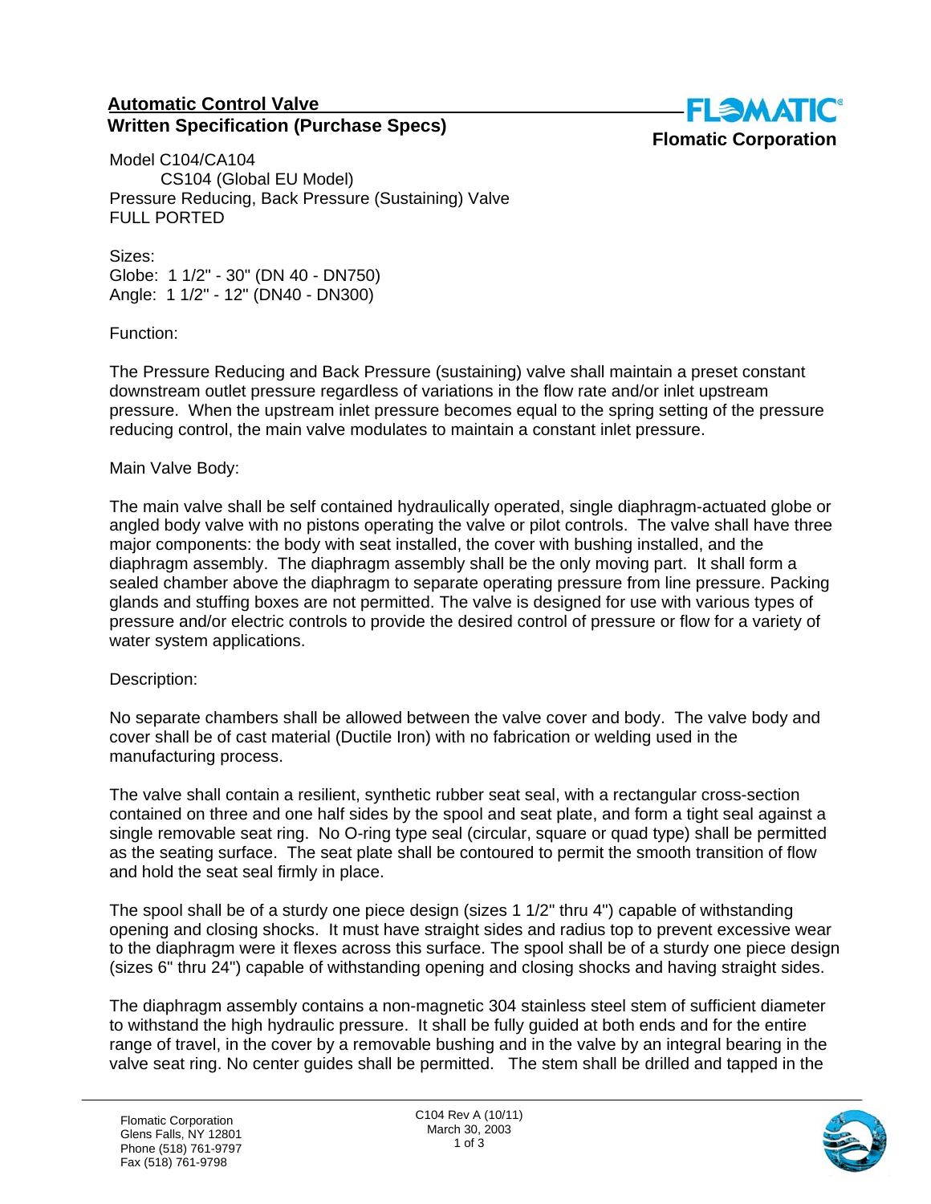## Automatic Control Valve

## Written Specification (Purchase Specs)

**Flomatic Corporation**

Model C104/CA104
CS104 (Global EU Model)
Pressure Reducing, Back Pressure (Sustaining) Valve
FULL PORTED

Sizes:
Globe: 1 1/2" - 30" (DN 40 - DN750)
Angle: 1 1/2" - 12" (DN40 - DN300)

Function:

The Pressure Reducing and Back Pressure (sustaining) valve shall maintain a preset constant downstream outlet pressure regardless of variations in the flow rate and/or inlet upstream pressure. When the upstream inlet pressure becomes equal to the spring setting of the pressure reducing control, the main valve modulates to maintain a constant inlet pressure.

Main Valve Body:

The main valve shall be self contained hydraulically operated, single diaphragm-actuated globe or angled body valve with no pistons operating the valve or pilot controls. The valve shall have three major components: the body with seat installed, the cover with bushing installed, and the diaphragm assembly. The diaphragm assembly shall be the only moving part. It shall form a sealed chamber above the diaphragm to separate operating pressure from line pressure. Packing glands and stuffing boxes are not permitted. The valve is designed for use with various types of pressure and/or electric controls to provide the desired control of pressure or flow for a variety of water system applications.

Description:

No separate chambers shall be allowed between the valve cover and body. The valve body and cover shall be of cast material (Ductile Iron) with no fabrication or welding used in the manufacturing process.

The valve shall contain a resilient, synthetic rubber seat seal, with a rectangular cross-section contained on three and one half sides by the spool and seat plate, and form a tight seal against a single removable seat ring. No O-ring type seal (circular, square or quad type) shall be permitted as the seating surface. The seat plate shall be contoured to permit the smooth transition of flow and hold the seat seal firmly in place.

The spool shall be of a sturdy one piece design (sizes 1 1/2" thru 4") capable of withstanding opening and closing shocks. It must have straight sides and radius top to prevent excessive wear to the diaphragm were it flexes across this surface. The spool shall be of a sturdy one piece design (sizes 6" thru 24") capable of withstanding opening and closing shocks and having straight sides.

The diaphragm assembly contains a non-magnetic 304 stainless steel stem of sufficient diameter to withstand the high hydraulic pressure. It shall be fully guided at both ends and for the entire range of travel, in the cover by a removable bushing and in the valve by an integral bearing in the valve seat ring. No center guides shall be permitted. The stem shall be drilled and tapped in the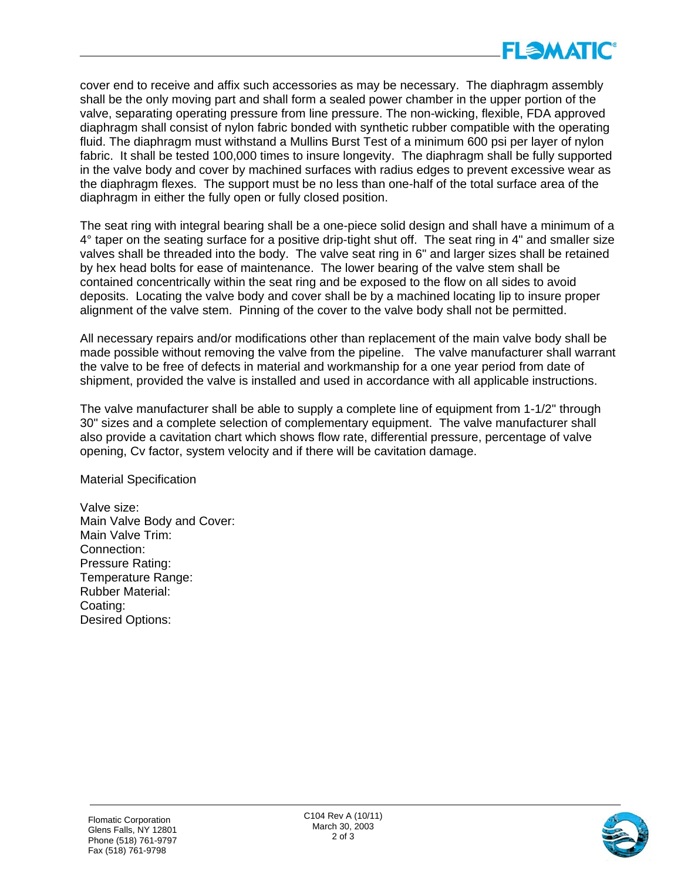cover end to receive and affix such accessories as may be necessary. The diaphragm assembly shall be the only moving part and shall form a sealed power chamber in the upper portion of the valve, separating operating pressure from line pressure. The non-wicking, flexible, FDA approved diaphragm shall consist of nylon fabric bonded with synthetic rubber compatible with the operating fluid. The diaphragm must withstand a Mullins Burst Test of a minimum 600 psi per layer of nylon fabric. It shall be tested 100,000 times to insure longevity. The diaphragm shall be fully supported in the valve body and cover by machined surfaces with radius edges to prevent excessive wear as the diaphragm flexes. The support must be no less than one-half of the total surface area of the diaphragm in either the fully open or fully closed position.

The seat ring with integral bearing shall be a one-piece solid design and shall have a minimum of a 4° taper on the seating surface for a positive drip-tight shut off. The seat ring in 4" and smaller size valves shall be threaded into the body. The valve seat ring in 6" and larger sizes shall be retained by hex head bolts for ease of maintenance. The lower bearing of the valve stem shall be contained concentrically within the seat ring and be exposed to the flow on all sides to avoid deposits. Locating the valve body and cover shall be by a machined locating lip to insure proper alignment of the valve stem. Pinning of the cover to the valve body shall not be permitted.

All necessary repairs and/or modifications other than replacement of the main valve body shall be made possible without removing the valve from the pipeline. The valve manufacturer shall warrant the valve to be free of defects in material and workmanship for a one year period from date of shipment, provided the valve is installed and used in accordance with all applicable instructions.

The valve manufacturer shall be able to supply a complete line of equipment from 1-1/2" through 30" sizes and a complete selection of complementary equipment. The valve manufacturer shall also provide a cavitation chart which shows flow rate, differential pressure, percentage of valve opening, Cv factor, system velocity and if there will be cavitation damage.

Material Specification

Valve size:
Main Valve Body and Cover:
Main Valve Trim:
Connection:
Pressure Rating:
Temperature Range:
Rubber Material:
Coating:
Desired Options:

Flomatic Corporation
Glens Falls, NY 12801
Phone (518) 761-9797
Fax (518) 761-9798

C104 Rev A (10/11)
March 30, 2003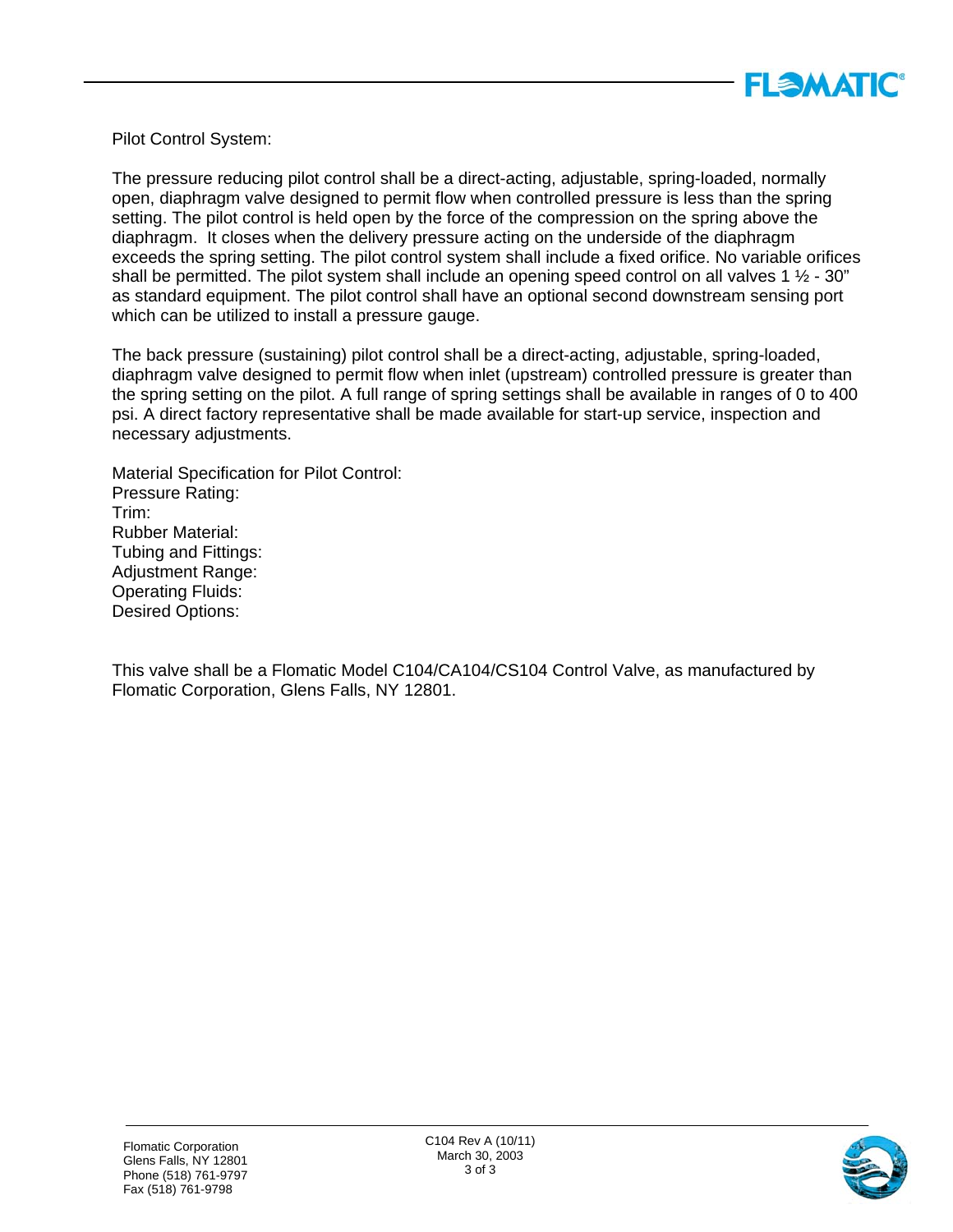Pilot Control System:

The pressure reducing pilot control shall be a direct-acting, adjustable, spring-loaded, normally open, diaphragm valve designed to permit flow when controlled pressure is less than the spring setting. The pilot control is held open by the force of the compression on the spring above the diaphragm. It closes when the delivery pressure acting on the underside of the diaphragm exceeds the spring setting. The pilot control system shall include a fixed orifice. No variable orifices shall be permitted. The pilot system shall include an opening speed control on all valves 1 ½ - 30" as standard equipment. The pilot control shall have an optional second downstream sensing port which can be utilized to install a pressure gauge.

The back pressure (sustaining) pilot control shall be a direct-acting, adjustable, spring-loaded, diaphragm valve designed to permit flow when inlet (upstream) controlled pressure is greater than the spring setting on the pilot. A full range of spring settings shall be available in ranges of 0 to 400 psi. A direct factory representative shall be made available for start-up service, inspection and necessary adjustments.

Material Specification for Pilot Control:
Pressure Rating:
Trim:
Rubber Material:
Tubing and Fittings:
Adjustment Range:
Operating Fluids:
Desired Options:

This valve shall be a Flomatic Model C104/CA104/CS104 Control Valve, as manufactured by Flomatic Corporation, Glens Falls, NY 12801.